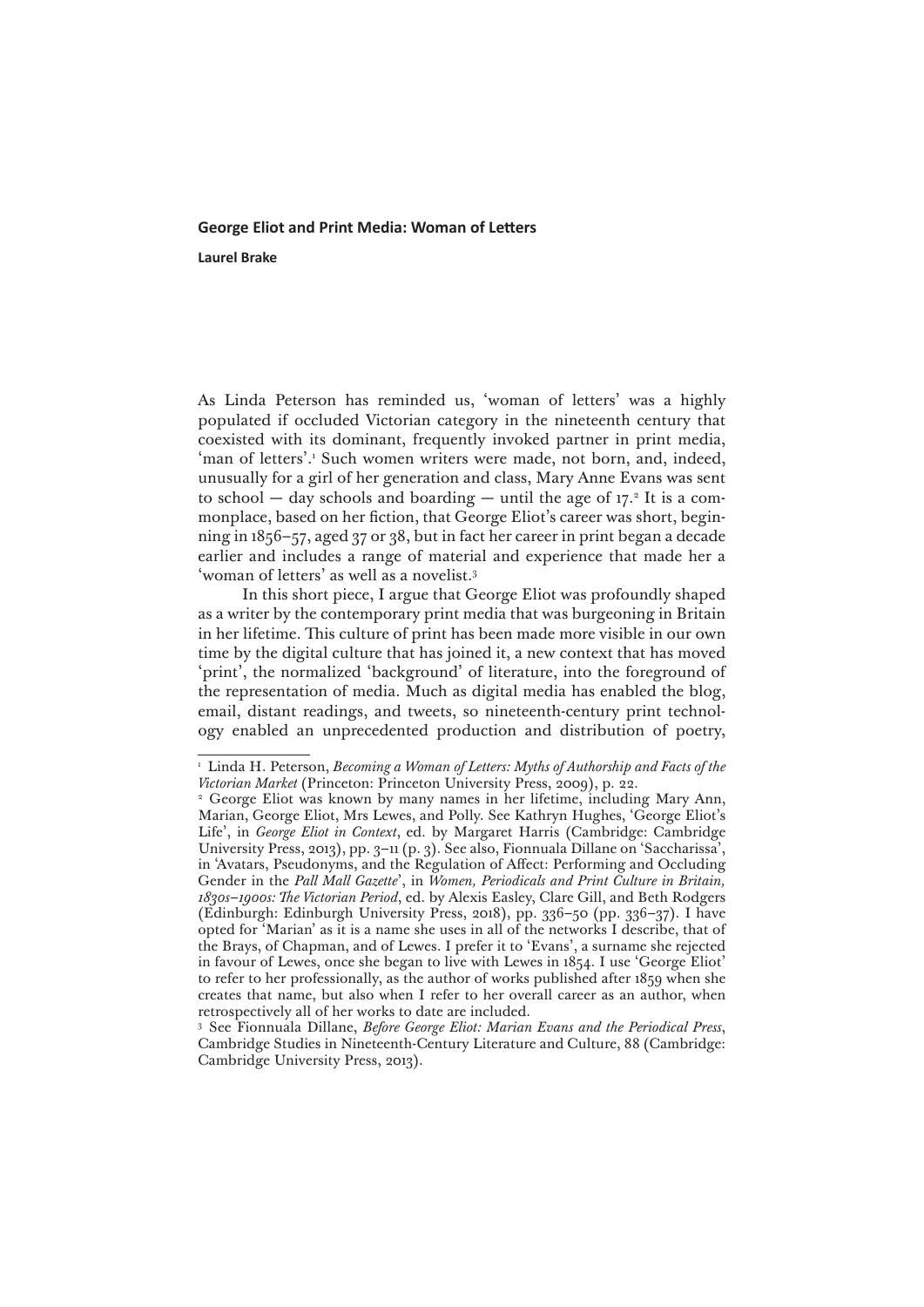# George Eliot and Print Media: Woman of Letters

**Laurel Brake**

As Linda Peterson has reminded us, 'woman of letters' was a highly populated if occluded Victorian category in the nineteenth century that coexisted with its dominant, frequently invoked partner in print media, 'man of letters'.[1] Such women writers were made, not born, and, indeed, unusually for a girl of her generation and class, Mary Anne Evans was sent to school — day schools and boarding — until the age of 17.[2] It is a commonplace, based on her fiction, that George Eliot's career was short, beginning in 1856–57, aged 37 or 38, but in fact her career in print began a decade earlier and includes a range of material and experience that made her a 'woman of letters' as well as a novelist.[3]

In this short piece, I argue that George Eliot was profoundly shaped as a writer by the contemporary print media that was burgeoning in Britain in her lifetime. This culture of print has been made more visible in our own time by the digital culture that has joined it, a new context that has moved 'print', the normalized 'background' of literature, into the foreground of the representation of media. Much as digital media has enabled the blog, email, distant readings, and tweets, so nineteenth-century print technology enabled an unprecedented production and distribution of poetry,

---

[1] Linda H. Peterson, *Becoming a Woman of Letters: Myths of Authorship and Facts of the Victorian Market* (Princeton: Princeton University Press, 2009), p. 22.

[2] George Eliot was known by many names in her lifetime, including Mary Ann, Marian, George Eliot, Mrs Lewes, and Polly. See Kathryn Hughes, 'George Eliot's Life', in *George Eliot in Context*, ed. by Margaret Harris (Cambridge: Cambridge University Press, 2013), pp. 3–11 (p. 3). See also, Fionnuala Dillane on 'Saccharissa', in 'Avatars, Pseudonyms, and the Regulation of Affect: Performing and Occluding Gender in the *Pall Mall Gazette*', in *Women, Periodicals and Print Culture in Britain, 1830s–1900s: The Victorian Period*, ed. by Alexis Easley, Clare Gill, and Beth Rodgers (Edinburgh: Edinburgh University Press, 2018), pp. 336–50 (pp. 336–37). I have opted for 'Marian' as it is a name she uses in all of the networks I describe, that of the Brays, of Chapman, and of Lewes. I prefer it to 'Evans', a surname she rejected in favour of Lewes, once she began to live with Lewes in 1854. I use 'George Eliot' to refer to her professionally, as the author of works published after 1859 when she creates that name, but also when I refer to her overall career as an author, when retrospectively all of her works to date are included.

[3] See Fionnuala Dillane, *Before George Eliot: Marian Evans and the Periodical Press*, Cambridge Studies in Nineteenth-Century Literature and Culture, 88 (Cambridge: Cambridge University Press, 2013).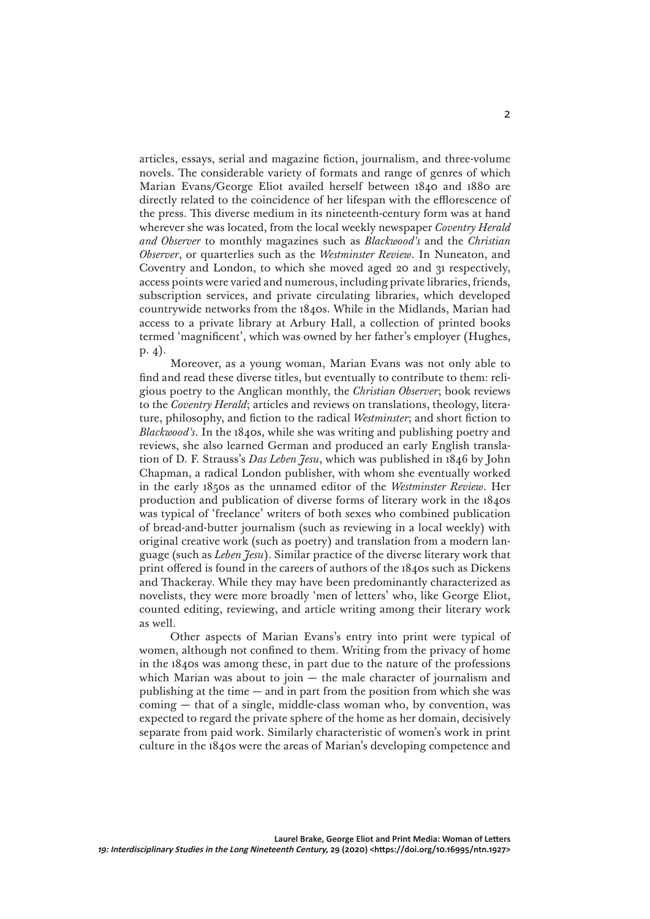articles, essays, serial and magazine fiction, journalism, and three-volume novels. The considerable variety of formats and range of genres of which Marian Evans/George Eliot availed herself between 1840 and 1880 are directly related to the coincidence of her lifespan with the efflorescence of the press. This diverse medium in its nineteenth-century form was at hand wherever she was located, from the local weekly newspaper *Coventry Herald and Observer* to monthly magazines such as *Blackwood's* and the *Christian Observer*, or quarterlies such as the *Westminster Review*. In Nuneaton, and Coventry and London, to which she moved aged 20 and 31 respectively, access points were varied and numerous, including private libraries, friends, subscription services, and private circulating libraries, which developed countrywide networks from the 1840s. While in the Midlands, Marian had access to a private library at Arbury Hall, a collection of printed books termed 'magnificent', which was owned by her father's employer (Hughes, p. 4).

Moreover, as a young woman, Marian Evans was not only able to find and read these diverse titles, but eventually to contribute to them: religious poetry to the Anglican monthly, the *Christian Observer*; book reviews to the *Coventry Herald*; articles and reviews on translations, theology, literature, philosophy, and fiction to the radical *Westminster*; and short fiction to *Blackwood's*. In the 1840s, while she was writing and publishing poetry and reviews, she also learned German and produced an early English translation of D. F. Strauss's *Das Leben Jesu*, which was published in 1846 by John Chapman, a radical London publisher, with whom she eventually worked in the early 1850s as the unnamed editor of the *Westminster Review*. Her production and publication of diverse forms of literary work in the 1840s was typical of 'freelance' writers of both sexes who combined publication of bread-and-butter journalism (such as reviewing in a local weekly) with original creative work (such as poetry) and translation from a modern language (such as *Leben Jesu*). Similar practice of the diverse literary work that print offered is found in the careers of authors of the 1840s such as Dickens and Thackeray. While they may have been predominantly characterized as novelists, they were more broadly 'men of letters' who, like George Eliot, counted editing, reviewing, and article writing among their literary work as well.

Other aspects of Marian Evans's entry into print were typical of women, although not confined to them. Writing from the privacy of home in the 1840s was among these, in part due to the nature of the professions which Marian was about to join — the male character of journalism and publishing at the time — and in part from the position from which she was coming — that of a single, middle-class woman who, by convention, was expected to regard the private sphere of the home as her domain, decisively separate from paid work. Similarly characteristic of women's work in print culture in the 1840s were the areas of Marian's developing competence and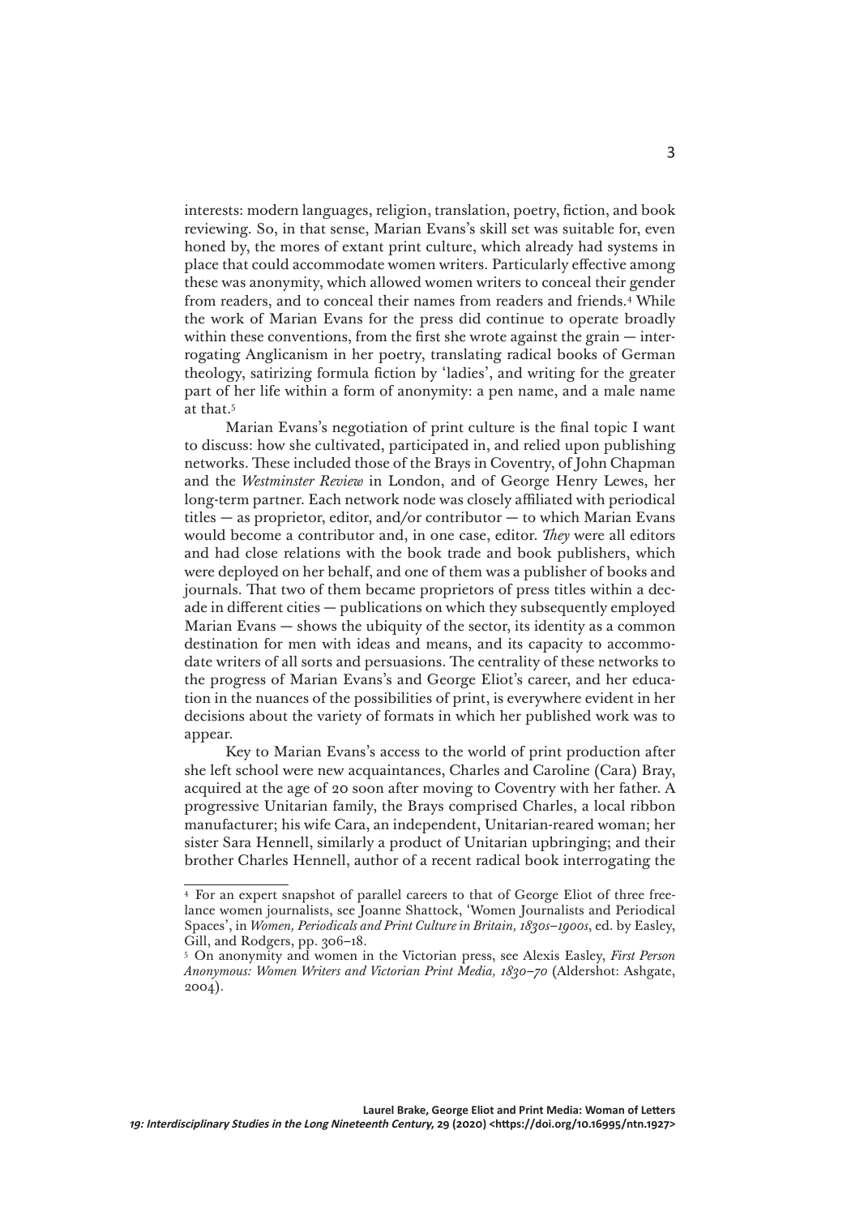interests: modern languages, religion, translation, poetry, fiction, and book reviewing. So, in that sense, Marian Evans's skill set was suitable for, even honed by, the mores of extant print culture, which already had systems in place that could accommodate women writers. Particularly effective among these was anonymity, which allowed women writers to conceal their gender from readers, and to conceal their names from readers and friends.[4] While the work of Marian Evans for the press did continue to operate broadly within these conventions, from the first she wrote against the grain — interrogating Anglicanism in her poetry, translating radical books of German theology, satirizing formula fiction by 'ladies', and writing for the greater part of her life within a form of anonymity: a pen name, and a male name at that.[5]

Marian Evans's negotiation of print culture is the final topic I want to discuss: how she cultivated, participated in, and relied upon publishing networks. These included those of the Brays in Coventry, of John Chapman and the *Westminster Review* in London, and of George Henry Lewes, her long-term partner. Each network node was closely affiliated with periodical titles — as proprietor, editor, and/or contributor — to which Marian Evans would become a contributor and, in one case, editor. *They* were all editors and had close relations with the book trade and book publishers, which were deployed on her behalf, and one of them was a publisher of books and journals. That two of them became proprietors of press titles within a decade in different cities — publications on which they subsequently employed Marian Evans — shows the ubiquity of the sector, its identity as a common destination for men with ideas and means, and its capacity to accommodate writers of all sorts and persuasions. The centrality of these networks to the progress of Marian Evans's and George Eliot's career, and her education in the nuances of the possibilities of print, is everywhere evident in her decisions about the variety of formats in which her published work was to appear.

Key to Marian Evans's access to the world of print production after she left school were new acquaintances, Charles and Caroline (Cara) Bray, acquired at the age of 20 soon after moving to Coventry with her father. A progressive Unitarian family, the Brays comprised Charles, a local ribbon manufacturer; his wife Cara, an independent, Unitarian-reared woman; her sister Sara Hennell, similarly a product of Unitarian upbringing; and their brother Charles Hennell, author of a recent radical book interrogating the

---

[4] For an expert snapshot of parallel careers to that of George Eliot of three freelance women journalists, see Joanne Shattock, 'Women Journalists and Periodical Spaces', in *Women, Periodicals and Print Culture in Britain, 1830s–1900s*, ed. by Easley, Gill, and Rodgers, pp. 306–18.

[5] On anonymity and women in the Victorian press, see Alexis Easley, *First Person Anonymous: Women Writers and Victorian Print Media, 1830–70* (Aldershot: Ashgate, 2004).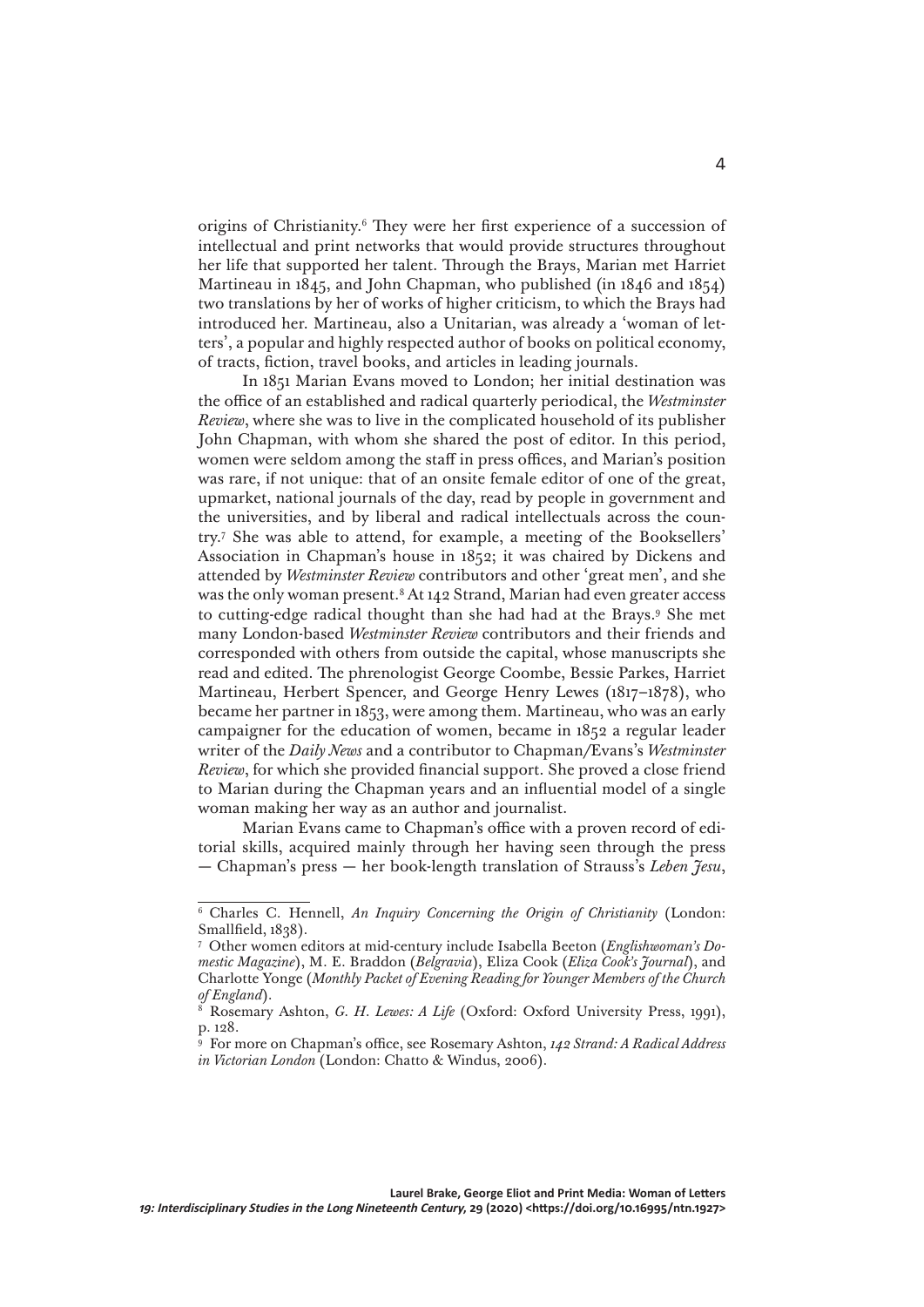origins of Christianity.[6] They were her first experience of a succession of intellectual and print networks that would provide structures throughout her life that supported her talent. Through the Brays, Marian met Harriet Martineau in 1845, and John Chapman, who published (in 1846 and 1854) two translations by her of works of higher criticism, to which the Brays had introduced her. Martineau, also a Unitarian, was already a 'woman of letters', a popular and highly respected author of books on political economy, of tracts, fiction, travel books, and articles in leading journals.

In 1851 Marian Evans moved to London; her initial destination was the office of an established and radical quarterly periodical, the *Westminster Review*, where she was to live in the complicated household of its publisher John Chapman, with whom she shared the post of editor. In this period, women were seldom among the staff in press offices, and Marian's position was rare, if not unique: that of an onsite female editor of one of the great, upmarket, national journals of the day, read by people in government and the universities, and by liberal and radical intellectuals across the country.[7] She was able to attend, for example, a meeting of the Booksellers' Association in Chapman's house in 1852; it was chaired by Dickens and attended by *Westminster Review* contributors and other 'great men', and she was the only woman present.[8] At 142 Strand, Marian had even greater access to cutting-edge radical thought than she had had at the Brays.[9] She met many London-based *Westminster Review* contributors and their friends and corresponded with others from outside the capital, whose manuscripts she read and edited. The phrenologist George Coombe, Bessie Parkes, Harriet Martineau, Herbert Spencer, and George Henry Lewes (1817–1878), who became her partner in 1853, were among them. Martineau, who was an early campaigner for the education of women, became in 1852 a regular leader writer of the *Daily News* and a contributor to Chapman/Evans's *Westminster Review*, for which she provided financial support. She proved a close friend to Marian during the Chapman years and an influential model of a single woman making her way as an author and journalist.

Marian Evans came to Chapman's office with a proven record of editorial skills, acquired mainly through her having seen through the press — Chapman's press — her book-length translation of Strauss's *Leben Jesu*,

---

[6] Charles C. Hennell, *An Inquiry Concerning the Origin of Christianity* (London: Smallfield, 1838).

[7] Other women editors at mid-century include Isabella Beeton (*Englishwoman's Domestic Magazine*), M. E. Braddon (*Belgravia*), Eliza Cook (*Eliza Cook's Journal*), and Charlotte Yonge (*Monthly Packet of Evening Reading for Younger Members of the Church of England*).

[8] Rosemary Ashton, *G. H. Lewes: A Life* (Oxford: Oxford University Press, 1991), p. 128.

[9] For more on Chapman's office, see Rosemary Ashton, *142 Strand: A Radical Address in Victorian London* (London: Chatto & Windus, 2006).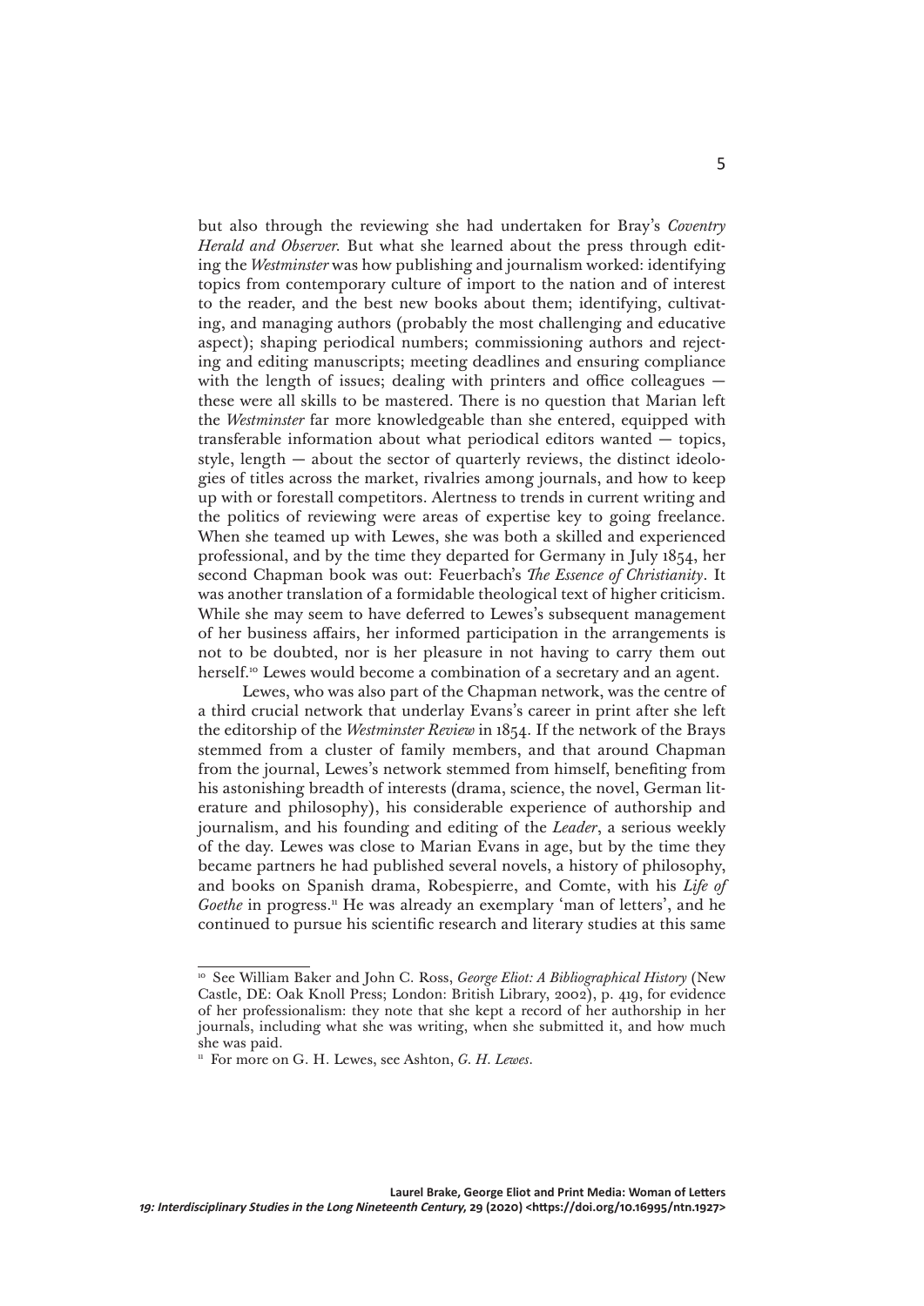but also through the reviewing she had undertaken for Bray's *Coventry Herald and Observer*. But what she learned about the press through editing the *Westminster* was how publishing and journalism worked: identifying topics from contemporary culture of import to the nation and of interest to the reader, and the best new books about them; identifying, cultivating, and managing authors (probably the most challenging and educative aspect); shaping periodical numbers; commissioning authors and rejecting and editing manuscripts; meeting deadlines and ensuring compliance with the length of issues; dealing with printers and office colleagues — these were all skills to be mastered. There is no question that Marian left the *Westminster* far more knowledgeable than she entered, equipped with transferable information about what periodical editors wanted — topics, style, length — about the sector of quarterly reviews, the distinct ideologies of titles across the market, rivalries among journals, and how to keep up with or forestall competitors. Alertness to trends in current writing and the politics of reviewing were areas of expertise key to going freelance. When she teamed up with Lewes, she was both a skilled and experienced professional, and by the time they departed for Germany in July 1854, her second Chapman book was out: Feuerbach's *The Essence of Christianity*. It was another translation of a formidable theological text of higher criticism. While she may seem to have deferred to Lewes's subsequent management of her business affairs, her informed participation in the arrangements is not to be doubted, nor is her pleasure in not having to carry them out herself.[10] Lewes would become a combination of a secretary and an agent.

Lewes, who was also part of the Chapman network, was the centre of a third crucial network that underlay Evans's career in print after she left the editorship of the *Westminster Review* in 1854. If the network of the Brays stemmed from a cluster of family members, and that around Chapman from the journal, Lewes's network stemmed from himself, benefiting from his astonishing breadth of interests (drama, science, the novel, German literature and philosophy), his considerable experience of authorship and journalism, and his founding and editing of the *Leader*, a serious weekly of the day. Lewes was close to Marian Evans in age, but by the time they became partners he had published several novels, a history of philosophy, and books on Spanish drama, Robespierre, and Comte, with his *Life of Goethe* in progress.[11] He was already an exemplary 'man of letters', and he continued to pursue his scientific research and literary studies at this same

---

[10] See William Baker and John C. Ross, *George Eliot: A Bibliographical History* (New Castle, DE: Oak Knoll Press; London: British Library, 2002), p. 419, for evidence of her professionalism: they note that she kept a record of her authorship in her journals, including what she was writing, when she submitted it, and how much she was paid.

[11] For more on G. H. Lewes, see Ashton, *G. H. Lewes*.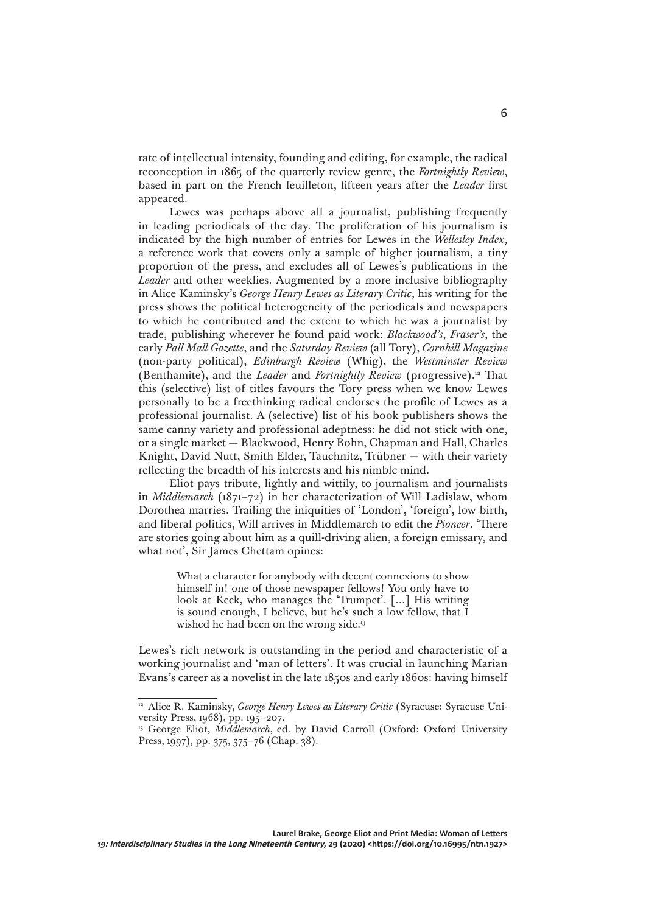rate of intellectual intensity, founding and editing, for example, the radical reconception in 1865 of the quarterly review genre, the *Fortnightly Review*, based in part on the French feuilleton, fifteen years after the *Leader* first appeared.

Lewes was perhaps above all a journalist, publishing frequently in leading periodicals of the day. The proliferation of his journalism is indicated by the high number of entries for Lewes in the *Wellesley Index*, a reference work that covers only a sample of higher journalism, a tiny proportion of the press, and excludes all of Lewes's publications in the *Leader* and other weeklies. Augmented by a more inclusive bibliography in Alice Kaminsky's *George Henry Lewes as Literary Critic*, his writing for the press shows the political heterogeneity of the periodicals and newspapers to which he contributed and the extent to which he was a journalist by trade, publishing wherever he found paid work: *Blackwood's*, *Fraser's*, the early *Pall Mall Gazette*, and the *Saturday Review* (all Tory), *Cornhill Magazine* (non-party political), *Edinburgh Review* (Whig), the *Westminster Review* (Benthamite), and the *Leader* and *Fortnightly Review* (progressive).[12] That this (selective) list of titles favours the Tory press when we know Lewes personally to be a freethinking radical endorses the profile of Lewes as a professional journalist. A (selective) list of his book publishers shows the same canny variety and professional adeptness: he did not stick with one, or a single market — Blackwood, Henry Bohn, Chapman and Hall, Charles Knight, David Nutt, Smith Elder, Tauchnitz, Trübner — with their variety reflecting the breadth of his interests and his nimble mind.

Eliot pays tribute, lightly and wittily, to journalism and journalists in *Middlemarch* (1871–72) in her characterization of Will Ladislaw, whom Dorothea marries. Trailing the iniquities of 'London', 'foreign', low birth, and liberal politics, Will arrives in Middlemarch to edit the *Pioneer*. 'There are stories going about him as a quill-driving alien, a foreign emissary, and what not', Sir James Chettam opines:

> What a character for anybody with decent connexions to show himself in! one of those newspaper fellows! You only have to look at Keck, who manages the 'Trumpet'. [...] His writing is sound enough, I believe, but he's such a low fellow, that I wished he had been on the wrong side.[13]

Lewes's rich network is outstanding in the period and characteristic of a working journalist and 'man of letters'. It was crucial in launching Marian Evans's career as a novelist in the late 1850s and early 1860s: having himself

---

[12] Alice R. Kaminsky, *George Henry Lewes as Literary Critic* (Syracuse: Syracuse University Press, 1968), pp. 195–207.

[13] George Eliot, *Middlemarch*, ed. by David Carroll (Oxford: Oxford University Press, 1997), pp. 375, 375–76 (Chap. 38).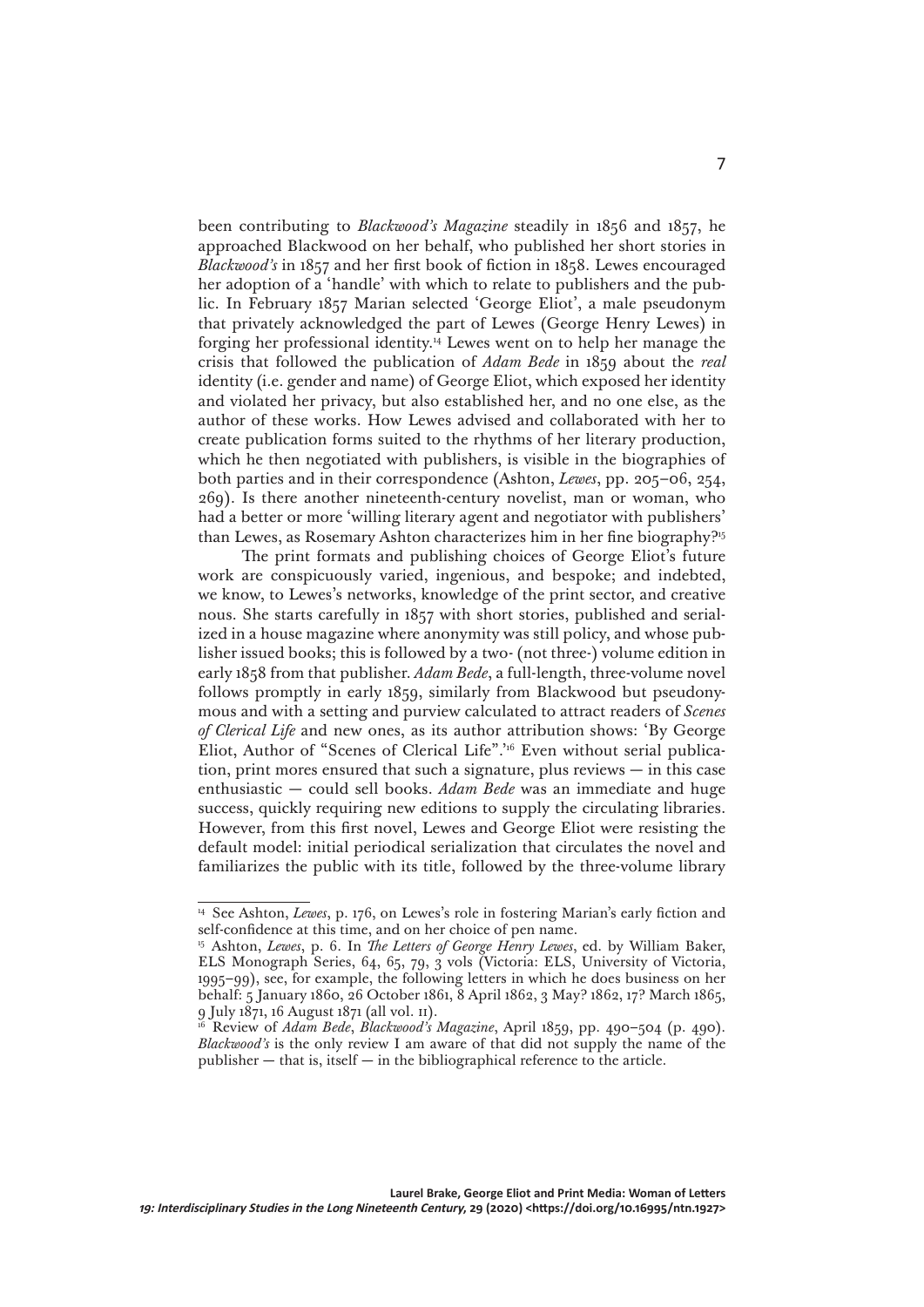been contributing to *Blackwood's Magazine* steadily in 1856 and 1857, he approached Blackwood on her behalf, who published her short stories in *Blackwood's* in 1857 and her first book of fiction in 1858. Lewes encouraged her adoption of a 'handle' with which to relate to publishers and the public. In February 1857 Marian selected 'George Eliot', a male pseudonym that privately acknowledged the part of Lewes (George Henry Lewes) in forging her professional identity.[14] Lewes went on to help her manage the crisis that followed the publication of *Adam Bede* in 1859 about the *real* identity (i.e. gender and name) of George Eliot, which exposed her identity and violated her privacy, but also established her, and no one else, as the author of these works. How Lewes advised and collaborated with her to create publication forms suited to the rhythms of her literary production, which he then negotiated with publishers, is visible in the biographies of both parties and in their correspondence (Ashton, *Lewes*, pp. 205–06, 254, 269). Is there another nineteenth-century novelist, man or woman, who had a better or more 'willing literary agent and negotiator with publishers' than Lewes, as Rosemary Ashton characterizes him in her fine biography?[15]

The print formats and publishing choices of George Eliot's future work are conspicuously varied, ingenious, and bespoke; and indebted, we know, to Lewes's networks, knowledge of the print sector, and creative nous. She starts carefully in 1857 with short stories, published and serialized in a house magazine where anonymity was still policy, and whose publisher issued books; this is followed by a two- (not three-) volume edition in early 1858 from that publisher. *Adam Bede*, a full-length, three-volume novel follows promptly in early 1859, similarly from Blackwood but pseudonymous and with a setting and purview calculated to attract readers of *Scenes of Clerical Life* and new ones, as its author attribution shows: 'By George Eliot, Author of "Scenes of Clerical Life"'.[16] Even without serial publication, print mores ensured that such a signature, plus reviews — in this case enthusiastic — could sell books. *Adam Bede* was an immediate and huge success, quickly requiring new editions to supply the circulating libraries. However, from this first novel, Lewes and George Eliot were resisting the default model: initial periodical serialization that circulates the novel and familiarizes the public with its title, followed by the three-volume library

---

[14] See Ashton, *Lewes*, p. 176, on Lewes's role in fostering Marian's early fiction and self-confidence at this time, and on her choice of pen name.

[15] Ashton, *Lewes*, p. 6. In *The Letters of George Henry Lewes*, ed. by William Baker, ELS Monograph Series, 64, 65, 79, 3 vols (Victoria: ELS, University of Victoria, 1995–99), see, for example, the following letters in which he does business on her behalf: 5 January 1860, 26 October 1861, 8 April 1862, 3 May? 1862, 17? March 1865, 9 July 1871, 16 August 1871 (all vol. II).

[16] Review of *Adam Bede*, *Blackwood's Magazine*, April 1859, pp. 490–504 (p. 490). *Blackwood's* is the only review I am aware of that did not supply the name of the publisher — that is, itself — in the bibliographical reference to the article.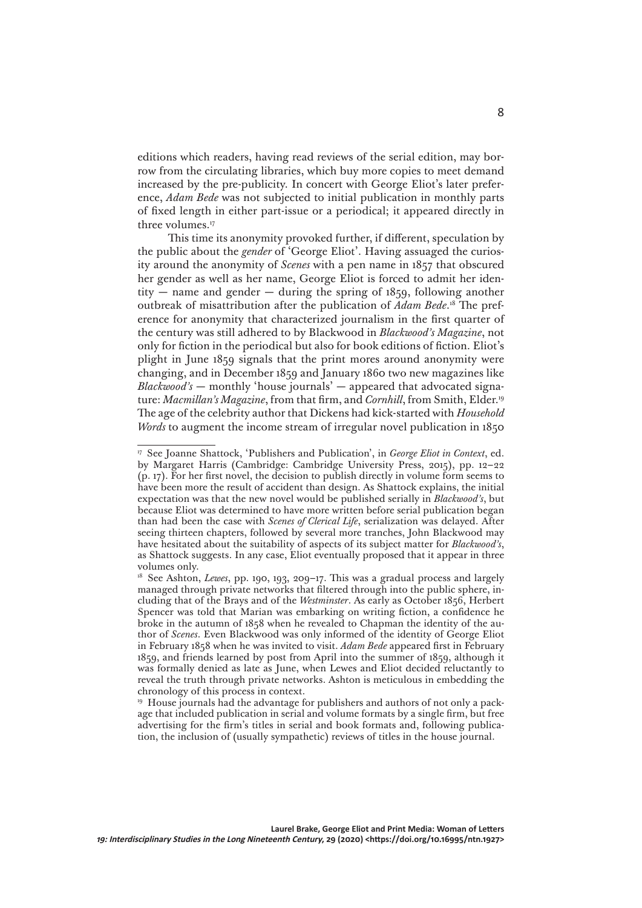editions which readers, having read reviews of the serial edition, may borrow from the circulating libraries, which buy more copies to meet demand increased by the pre-publicity. In concert with George Eliot's later preference, *Adam Bede* was not subjected to initial publication in monthly parts of fixed length in either part-issue or a periodical; it appeared directly in three volumes.[17]

This time its anonymity provoked further, if different, speculation by the public about the *gender* of 'George Eliot'. Having assuaged the curiosity around the anonymity of *Scenes* with a pen name in 1857 that obscured her gender as well as her name, George Eliot is forced to admit her identity — name and gender — during the spring of 1859, following another outbreak of misattribution after the publication of *Adam Bede*.[18] The preference for anonymity that characterized journalism in the first quarter of the century was still adhered to by Blackwood in *Blackwood's Magazine*, not only for fiction in the periodical but also for book editions of fiction. Eliot's plight in June 1859 signals that the print mores around anonymity were changing, and in December 1859 and January 1860 two new magazines like *Blackwood's* — monthly 'house journals' — appeared that advocated signature: *Macmillan's Magazine*, from that firm, and *Cornhill*, from Smith, Elder.[19] The age of the celebrity author that Dickens had kick-started with *Household Words* to augment the income stream of irregular novel publication in 1850

---

[17] See Joanne Shattock, 'Publishers and Publication', in *George Eliot in Context*, ed. by Margaret Harris (Cambridge: Cambridge University Press, 2015), pp. 12–22 (p. 17). For her first novel, the decision to publish directly in volume form seems to have been more the result of accident than design. As Shattock explains, the initial expectation was that the new novel would be published serially in *Blackwood's*, but because Eliot was determined to have more written before serial publication began than had been the case with *Scenes of Clerical Life*, serialization was delayed. After seeing thirteen chapters, followed by several more tranches, John Blackwood may have hesitated about the suitability of aspects of its subject matter for *Blackwood's*, as Shattock suggests. In any case, Eliot eventually proposed that it appear in three volumes only.

[18] See Ashton, *Lewes*, pp. 190, 193, 209–17. This was a gradual process and largely managed through private networks that filtered through into the public sphere, including that of the Brays and of the *Westminster*. As early as October 1856, Herbert Spencer was told that Marian was embarking on writing fiction, a confidence he broke in the autumn of 1858 when he revealed to Chapman the identity of the author of *Scenes*. Even Blackwood was only informed of the identity of George Eliot in February 1858 when he was invited to visit. *Adam Bede* appeared first in February 1859, and friends learned by post from April into the summer of 1859, although it was formally denied as late as June, when Lewes and Eliot decided reluctantly to reveal the truth through private networks. Ashton is meticulous in embedding the chronology of this process in context.

[19] House journals had the advantage for publishers and authors of not only a package that included publication in serial and volume formats by a single firm, but free advertising for the firm's titles in serial and book formats and, following publication, the inclusion of (usually sympathetic) reviews of titles in the house journal.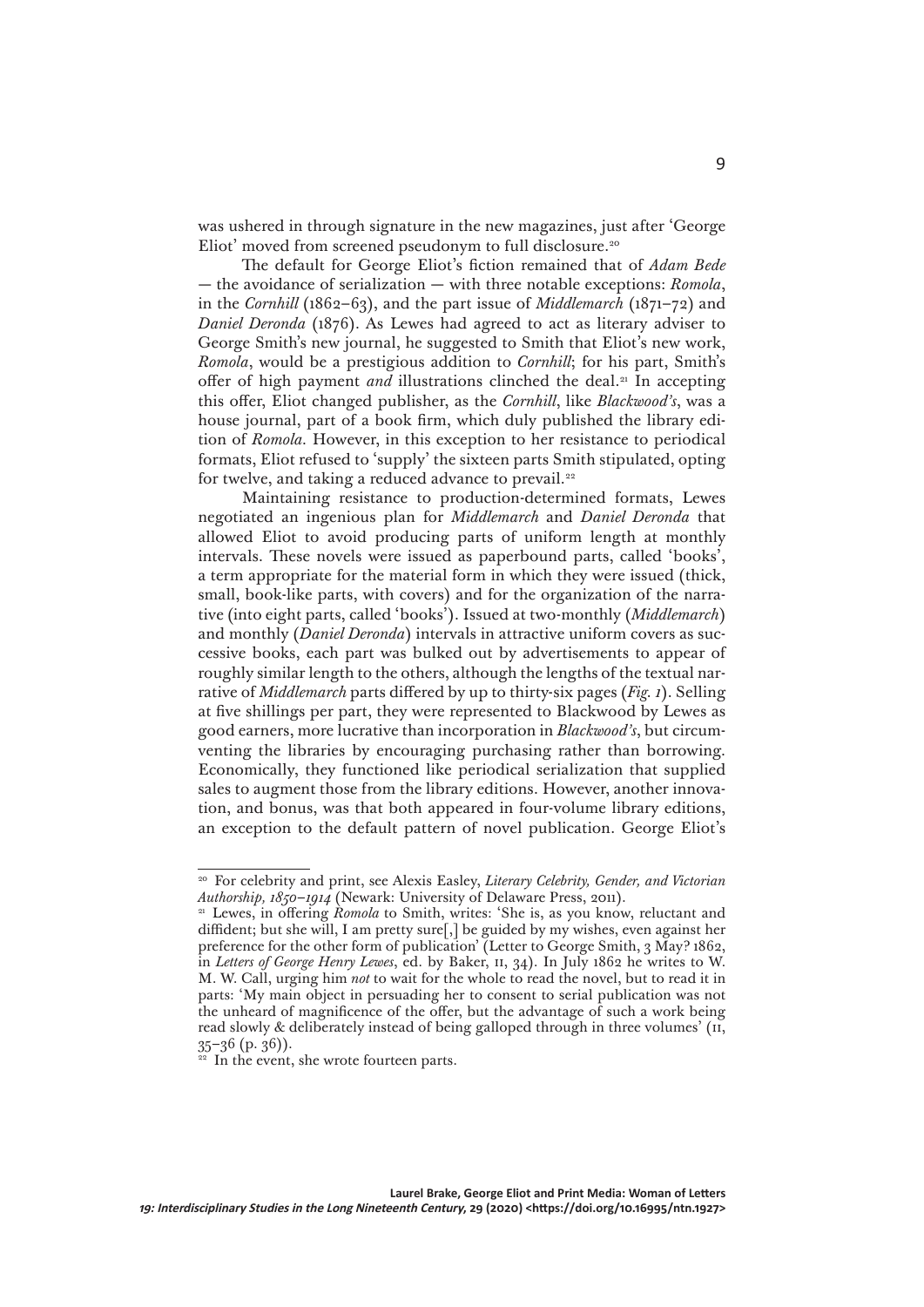was ushered in through signature in the new magazines, just after 'George Eliot' moved from screened pseudonym to full disclosure.[20]

The default for George Eliot's fiction remained that of *Adam Bede* — the avoidance of serialization — with three notable exceptions: *Romola*, in the *Cornhill* (1862–63), and the part issue of *Middlemarch* (1871–72) and *Daniel Deronda* (1876). As Lewes had agreed to act as literary adviser to George Smith's new journal, he suggested to Smith that Eliot's new work, *Romola*, would be a prestigious addition to *Cornhill*; for his part, Smith's offer of high payment *and* illustrations clinched the deal.[21] In accepting this offer, Eliot changed publisher, as the *Cornhill*, like *Blackwood's*, was a house journal, part of a book firm, which duly published the library edition of *Romola*. However, in this exception to her resistance to periodical formats, Eliot refused to 'supply' the sixteen parts Smith stipulated, opting for twelve, and taking a reduced advance to prevail.[22]

Maintaining resistance to production-determined formats, Lewes negotiated an ingenious plan for *Middlemarch* and *Daniel Deronda* that allowed Eliot to avoid producing parts of uniform length at monthly intervals. These novels were issued as paperbound parts, called 'books', a term appropriate for the material form in which they were issued (thick, small, book-like parts, with covers) and for the organization of the narrative (into eight parts, called 'books'). Issued at two-monthly (*Middlemarch*) and monthly (*Daniel Deronda*) intervals in attractive uniform covers as successive books, each part was bulked out by advertisements to appear of roughly similar length to the others, although the lengths of the textual narrative of *Middlemarch* parts differed by up to thirty-six pages (*Fig. 1*). Selling at five shillings per part, they were represented to Blackwood by Lewes as good earners, more lucrative than incorporation in *Blackwood's*, but circumventing the libraries by encouraging purchasing rather than borrowing. Economically, they functioned like periodical serialization that supplied sales to augment those from the library editions. However, another innovation, and bonus, was that both appeared in four-volume library editions, an exception to the default pattern of novel publication. George Eliot's

---

[20] For celebrity and print, see Alexis Easley, *Literary Celebrity, Gender, and Victorian Authorship, 1850–1914* (Newark: University of Delaware Press, 2011).

[21] Lewes, in offering *Romola* to Smith, writes: 'She is, as you know, reluctant and diffident; but she will, I am pretty sure[,] be guided by my wishes, even against her preference for the other form of publication' (Letter to George Smith, 3 May? 1862, in *Letters of George Henry Lewes*, ed. by Baker, II, 34). In July 1862 he writes to W. M. W. Call, urging him *not* to wait for the whole to read the novel, but to read it in parts: 'My main object in persuading her to consent to serial publication was not the unheard of magnificence of the offer, but the advantage of such a work being read slowly & deliberately instead of being galloped through in three volumes' (II, 35–36 (p. 36)).

[22] In the event, she wrote fourteen parts.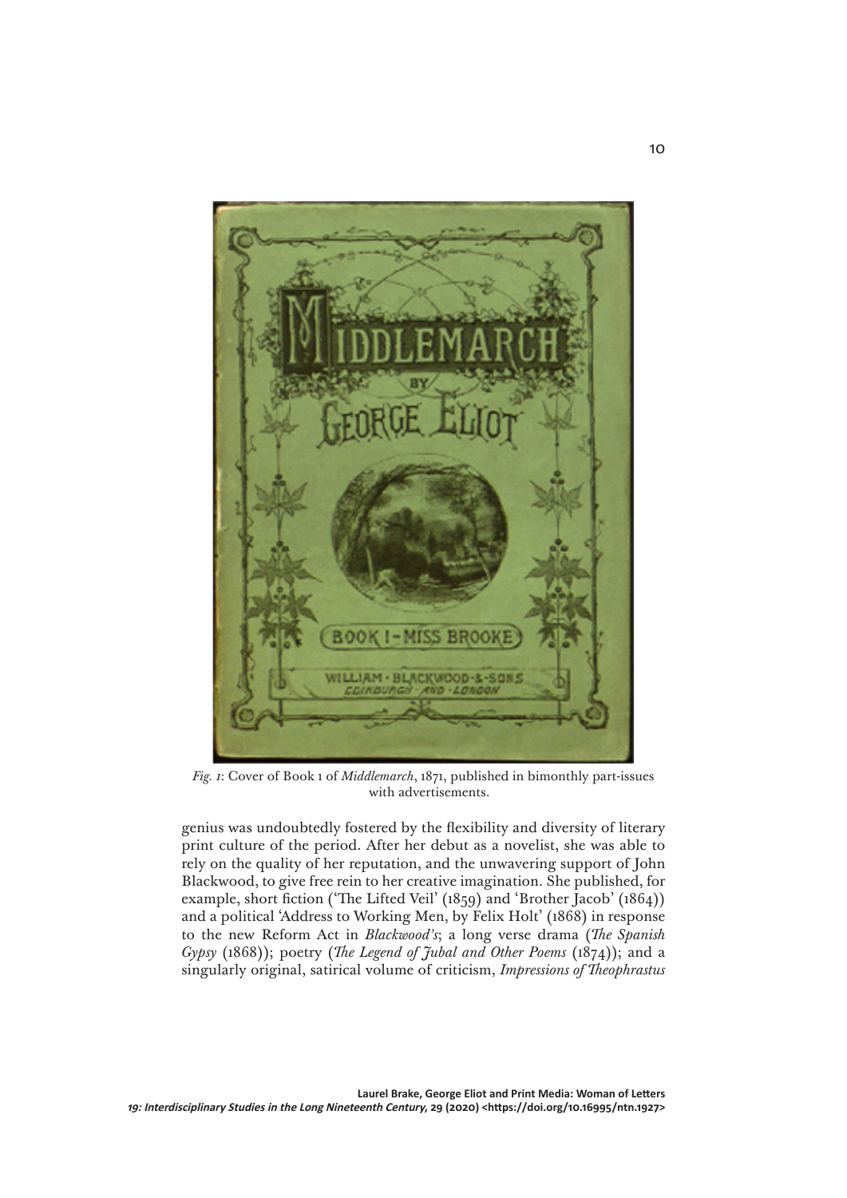*Fig. 1*: Cover of Book 1 of *Middlemarch*, 1871, published in bimonthly part-issues with advertisements.

genius was undoubtedly fostered by the flexibility and diversity of literary print culture of the period. After her debut as a novelist, she was able to rely on the quality of her reputation, and the unwavering support of John Blackwood, to give free rein to her creative imagination. She published, for example, short fiction ('The Lifted Veil' (1859) and 'Brother Jacob' (1864)) and a political 'Address to Working Men, by Felix Holt' (1868) in response to the new Reform Act in *Blackwood's*; a long verse drama (*The Spanish Gypsy* (1868)); poetry (*The Legend of Jubal and Other Poems* (1874)); and a singularly original, satirical volume of criticism, *Impressions of Theophrastus*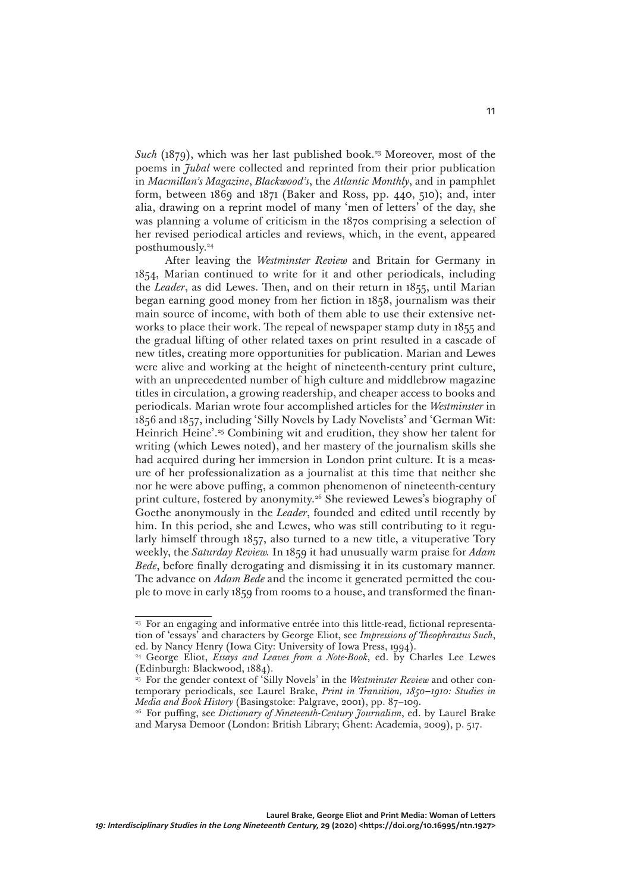*Such* (1879), which was her last published book.[23] Moreover, most of the poems in *Jubal* were collected and reprinted from their prior publication in *Macmillan's Magazine*, *Blackwood's*, the *Atlantic Monthly*, and in pamphlet form, between 1869 and 1871 (Baker and Ross, pp. 440, 510); and, inter alia, drawing on a reprint model of many 'men of letters' of the day, she was planning a volume of criticism in the 1870s comprising a selection of her revised periodical articles and reviews, which, in the event, appeared posthumously.[24]

After leaving the *Westminster Review* and Britain for Germany in 1854, Marian continued to write for it and other periodicals, including the *Leader*, as did Lewes. Then, and on their return in 1855, until Marian began earning good money from her fiction in 1858, journalism was their main source of income, with both of them able to use their extensive networks to place their work. The repeal of newspaper stamp duty in 1855 and the gradual lifting of other related taxes on print resulted in a cascade of new titles, creating more opportunities for publication. Marian and Lewes were alive and working at the height of nineteenth-century print culture, with an unprecedented number of high culture and middlebrow magazine titles in circulation, a growing readership, and cheaper access to books and periodicals. Marian wrote four accomplished articles for the *Westminster* in 1856 and 1857, including 'Silly Novels by Lady Novelists' and 'German Wit: Heinrich Heine'.[25] Combining wit and erudition, they show her talent for writing (which Lewes noted), and her mastery of the journalism skills she had acquired during her immersion in London print culture. It is a measure of her professionalization as a journalist at this time that neither she nor he were above puffing, a common phenomenon of nineteenth-century print culture, fostered by anonymity.[26] She reviewed Lewes's biography of Goethe anonymously in the *Leader*, founded and edited until recently by him. In this period, she and Lewes, who was still contributing to it regularly himself through 1857, also turned to a new title, a vituperative Tory weekly, the *Saturday Review*. In 1859 it had unusually warm praise for *Adam Bede*, before finally derogating and dismissing it in its customary manner. The advance on *Adam Bede* and the income it generated permitted the couple to move in early 1859 from rooms to a house, and transformed the finan-

---

[23] For an engaging and informative entrée into this little-read, fictional representation of 'essays' and characters by George Eliot, see *Impressions of Theophrastus Such*, ed. by Nancy Henry (Iowa City: University of Iowa Press, 1994).

[24] George Eliot, *Essays and Leaves from a Note-Book*, ed. by Charles Lee Lewes (Edinburgh: Blackwood, 1884).

[25] For the gender context of 'Silly Novels' in the *Westminster Review* and other contemporary periodicals, see Laurel Brake, *Print in Transition, 1850–1910: Studies in Media and Book History* (Basingstoke: Palgrave, 2001), pp. 87–109.

[26] For puffing, see *Dictionary of Nineteenth-Century Journalism*, ed. by Laurel Brake and Marysa Demoor (London: British Library; Ghent: Academia, 2009), p. 517.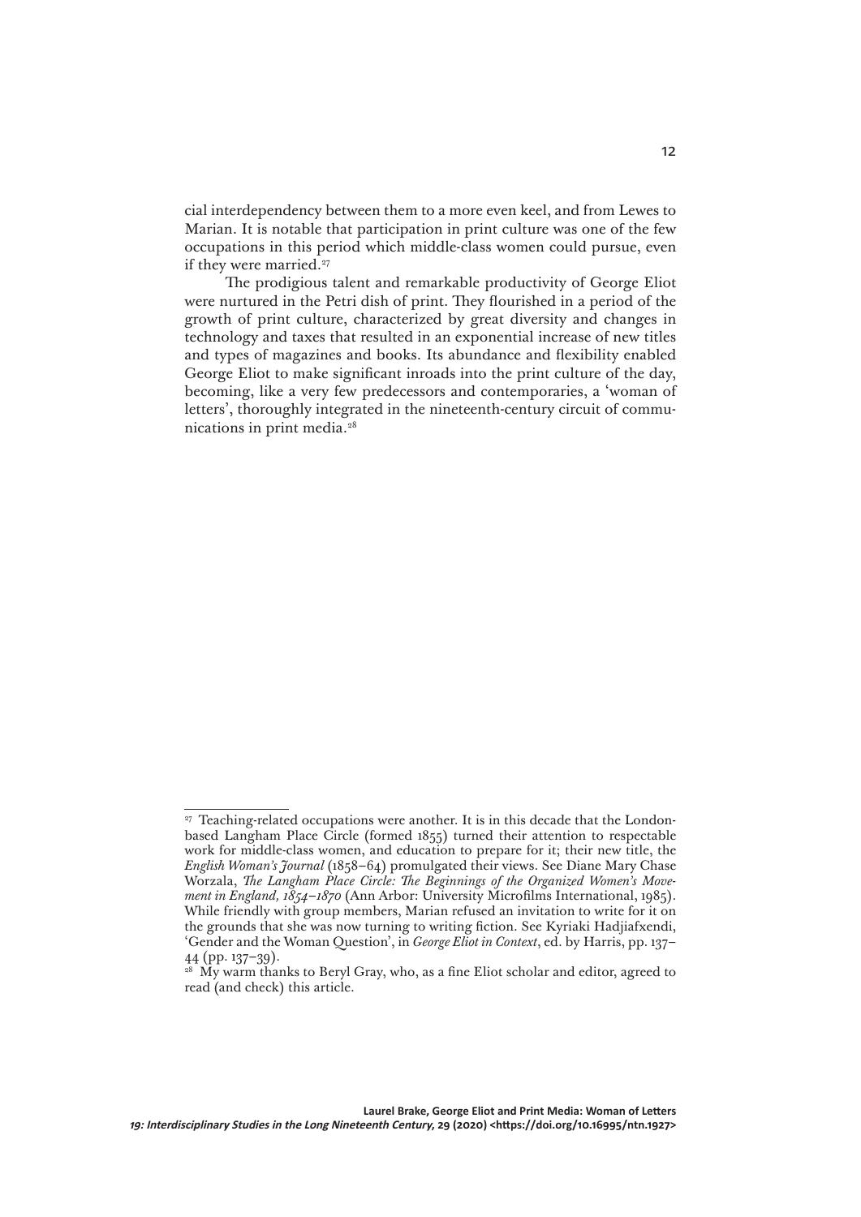cial interdependency between them to a more even keel, and from Lewes to Marian. It is notable that participation in print culture was one of the few occupations in this period which middle-class women could pursue, even if they were married.[27]

The prodigious talent and remarkable productivity of George Eliot were nurtured in the Petri dish of print. They flourished in a period of the growth of print culture, characterized by great diversity and changes in technology and taxes that resulted in an exponential increase of new titles and types of magazines and books. Its abundance and flexibility enabled George Eliot to make significant inroads into the print culture of the day, becoming, like a very few predecessors and contemporaries, a 'woman of letters', thoroughly integrated in the nineteenth-century circuit of communications in print media.[28]

---

[27] Teaching-related occupations were another. It is in this decade that the London-based Langham Place Circle (formed 1855) turned their attention to respectable work for middle-class women, and education to prepare for it; their new title, the *English Woman's Journal* (1858–64) promulgated their views. See Diane Mary Chase Worzala, *The Langham Place Circle: The Beginnings of the Organized Women's Movement in England, 1854–1870* (Ann Arbor: University Microfilms International, 1985). While friendly with group members, Marian refused an invitation to write for it on the grounds that she was now turning to writing fiction. See Kyriaki Hadjiafxendi, 'Gender and the Woman Question', in *George Eliot in Context*, ed. by Harris, pp. 137–44 (pp. 137–39).

[28] My warm thanks to Beryl Gray, who, as a fine Eliot scholar and editor, agreed to read (and check) this article.